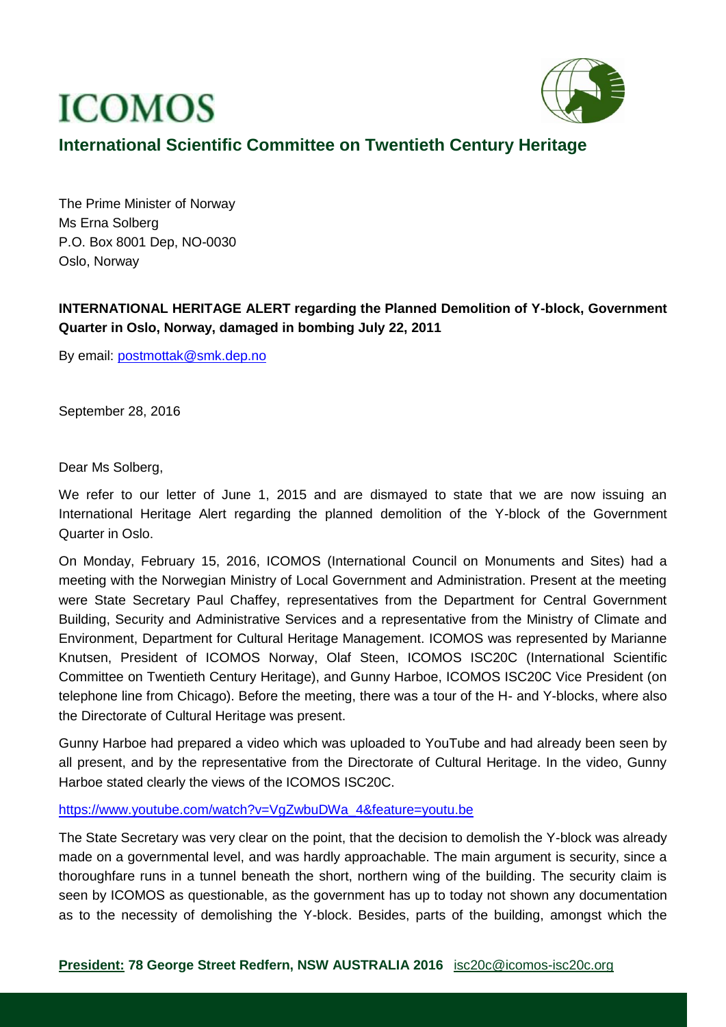# ICOMOS

## International Scientific Committee on Twentieth Century Heritage

The Prime Minister of Norway
Ms Erna Solberg
P.O. Box 8001 Dep, NO-0030
Oslo, Norway

**INTERNATIONAL HERITAGE ALERT regarding the Planned Demolition of Y-block, Government Quarter in Oslo, Norway, damaged in bombing July 22, 2011**

By email: postmottak@smk.dep.no

September 28, 2016

Dear Ms Solberg,

We refer to our letter of June 1, 2015 and are dismayed to state that we are now issuing an International Heritage Alert regarding the planned demolition of the Y-block of the Government Quarter in Oslo.

On Monday, February 15, 2016, ICOMOS (International Council on Monuments and Sites) had a meeting with the Norwegian Ministry of Local Government and Administration. Present at the meeting were State Secretary Paul Chaffey, representatives from the Department for Central Government Building, Security and Administrative Services and a representative from the Ministry of Climate and Environment, Department for Cultural Heritage Management. ICOMOS was represented by Marianne Knutsen, President of ICOMOS Norway, Olaf Steen, ICOMOS ISC20C (International Scientific Committee on Twentieth Century Heritage), and Gunny Harboe, ICOMOS ISC20C Vice President (on telephone line from Chicago). Before the meeting, there was a tour of the H- and Y-blocks, where also the Directorate of Cultural Heritage was present.

Gunny Harboe had prepared a video which was uploaded to YouTube and had already been seen by all present, and by the representative from the Directorate of Cultural Heritage. In the video, Gunny Harboe stated clearly the views of the ICOMOS ISC20C.

https://www.youtube.com/watch?v=VgZwbuDWa_4&feature=youtu.be

The State Secretary was very clear on the point, that the decision to demolish the Y-block was already made on a governmental level, and was hardly approachable. The main argument is security, since a thoroughfare runs in a tunnel beneath the short, northern wing of the building. The security claim is seen by ICOMOS as questionable, as the government has up to today not shown any documentation as to the necessity of demolishing the Y-block. Besides, parts of the building, amongst which the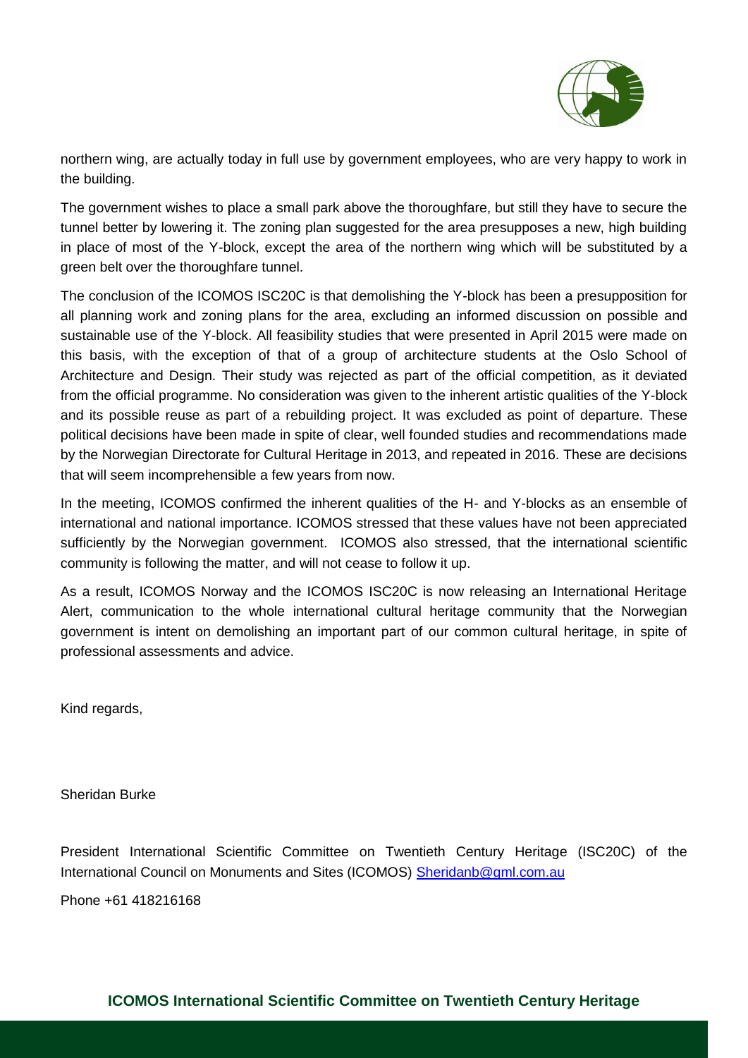northern wing, are actually today in full use by government employees, who are very happy to work in the building.

The government wishes to place a small park above the thoroughfare, but still they have to secure the tunnel better by lowering it. The zoning plan suggested for the area presupposes a new, high building in place of most of the Y-block, except the area of the northern wing which will be substituted by a green belt over the thoroughfare tunnel.

The conclusion of the ICOMOS ISC20C is that demolishing the Y-block has been a presupposition for all planning work and zoning plans for the area, excluding an informed discussion on possible and sustainable use of the Y-block. All feasibility studies that were presented in April 2015 were made on this basis, with the exception of that of a group of architecture students at the Oslo School of Architecture and Design. Their study was rejected as part of the official competition, as it deviated from the official programme. No consideration was given to the inherent artistic qualities of the Y-block and its possible reuse as part of a rebuilding project. It was excluded as point of departure. These political decisions have been made in spite of clear, well founded studies and recommendations made by the Norwegian Directorate for Cultural Heritage in 2013, and repeated in 2016. These are decisions that will seem incomprehensible a few years from now.

In the meeting, ICOMOS confirmed the inherent qualities of the H- and Y-blocks as an ensemble of international and national importance. ICOMOS stressed that these values have not been appreciated sufficiently by the Norwegian government. ICOMOS also stressed, that the international scientific community is following the matter, and will not cease to follow it up.

As a result, ICOMOS Norway and the ICOMOS ISC20C is now releasing an International Heritage Alert, communication to the whole international cultural heritage community that the Norwegian government is intent on demolishing an important part of our common cultural heritage, in spite of professional assessments and advice.

Kind regards,

Sheridan Burke

President International Scientific Committee on Twentieth Century Heritage (ISC20C) of the International Council on Monuments and Sites (ICOMOS) Sheridanb@gml.com.au

Phone +61 418216168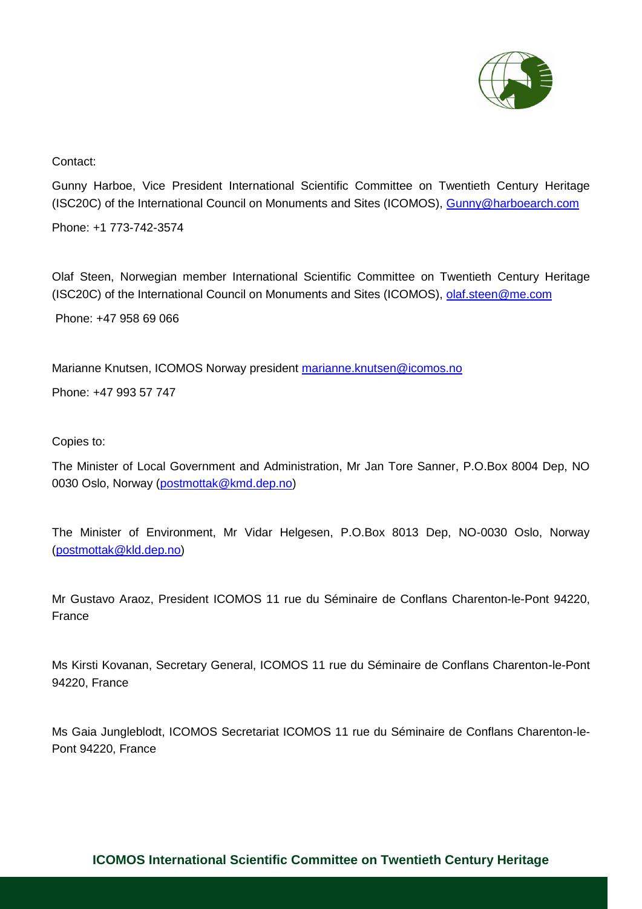Contact:

Gunny Harboe, Vice President International Scientific Committee on Twentieth Century Heritage (ISC20C) of the International Council on Monuments and Sites (ICOMOS), Gunny@harboearch.com

Phone: +1 773-742-3574

Olaf Steen, Norwegian member International Scientific Committee on Twentieth Century Heritage (ISC20C) of the International Council on Monuments and Sites (ICOMOS), olaf.steen@me.com

Phone: +47 958 69 066

Marianne Knutsen, ICOMOS Norway president marianne.knutsen@icomos.no

Phone: +47 993 57 747

Copies to:

The Minister of Local Government and Administration, Mr Jan Tore Sanner, P.O.Box 8004 Dep, NO 0030 Oslo, Norway (postmottak@kmd.dep.no)

The Minister of Environment, Mr Vidar Helgesen, P.O.Box 8013 Dep, NO-0030 Oslo, Norway (postmottak@kld.dep.no)

Mr Gustavo Araoz, President ICOMOS 11 rue du Séminaire de Conflans Charenton-le-Pont 94220, France

Ms Kirsti Kovanan, Secretary General, ICOMOS 11 rue du Séminaire de Conflans Charenton-le-Pont 94220, France

Ms Gaia Jungleblodt, ICOMOS Secretariat ICOMOS 11 rue du Séminaire de Conflans Charenton-le-Pont 94220, France